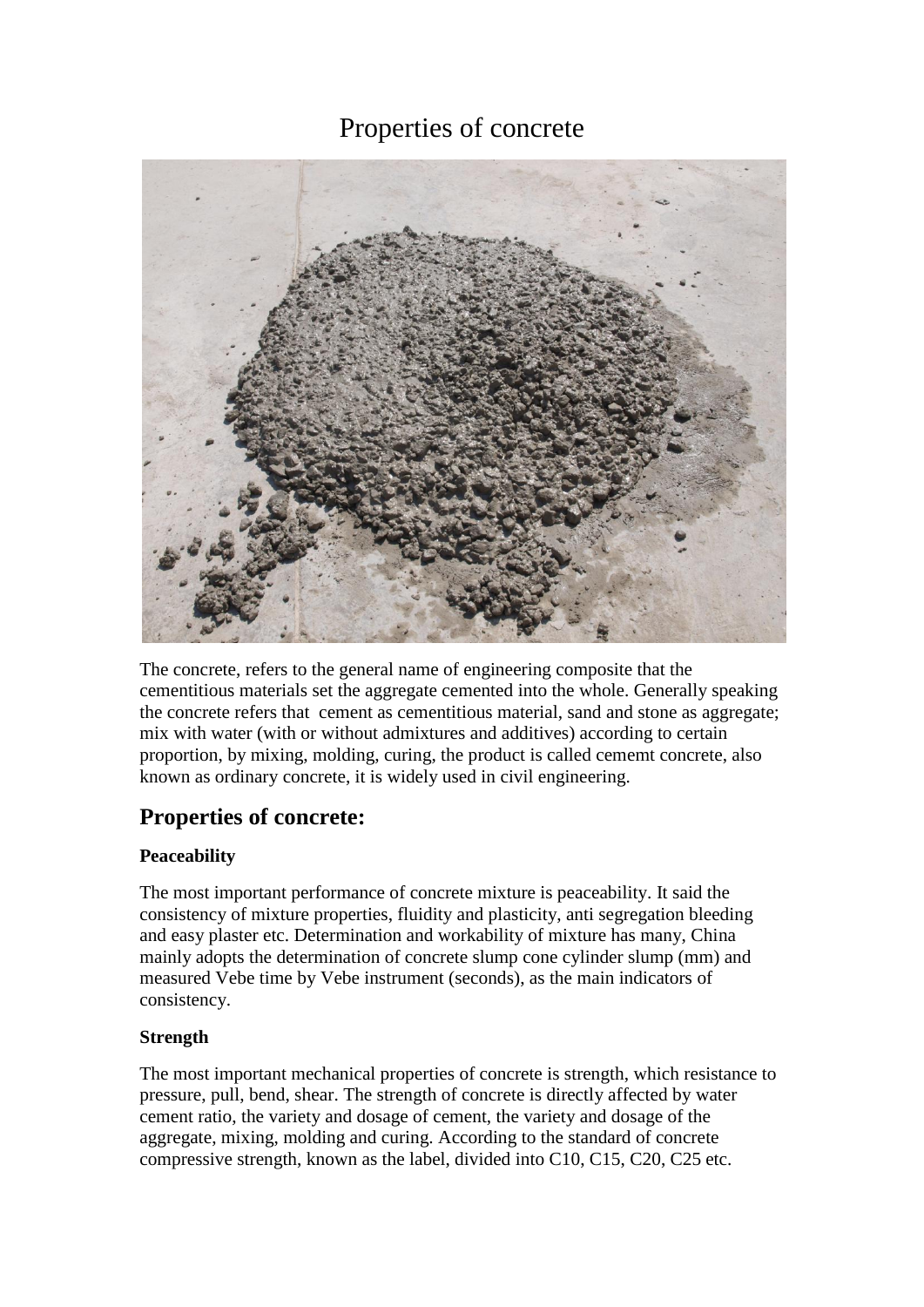# Properties of concrete

The concrete, refers to the general name of engineering composite that the cementitious materials set the aggregate cemented into the whole. Generally speaking the concrete refers that cement as cementitious material, sand and stone as aggregate; mix with water (with or without admixtures and additives) according to certain proportion, by mixing, molding, curing, the product is called cememt concrete, also known as ordinary concrete, it is widely used in civil engineering.

## Properties of concrete:

**Peaceability**

The most important performance of concrete mixture is peaceability. It said the consistency of mixture properties, fluidity and plasticity, anti segregation bleeding and easy plaster etc. Determination and workability of mixture has many, China mainly adopts the determination of concrete slump cone cylinder slump (mm) and measured Vebe time by Vebe instrument (seconds), as the main indicators of consistency.

**Strength**

The most important mechanical properties of concrete is strength, which resistance to pressure, pull, bend, shear. The strength of concrete is directly affected by water cement ratio, the variety and dosage of cement, the variety and dosage of the aggregate, mixing, molding and curing. According to the standard of concrete compressive strength, known as the label, divided into C10, C15, C20, C25 etc.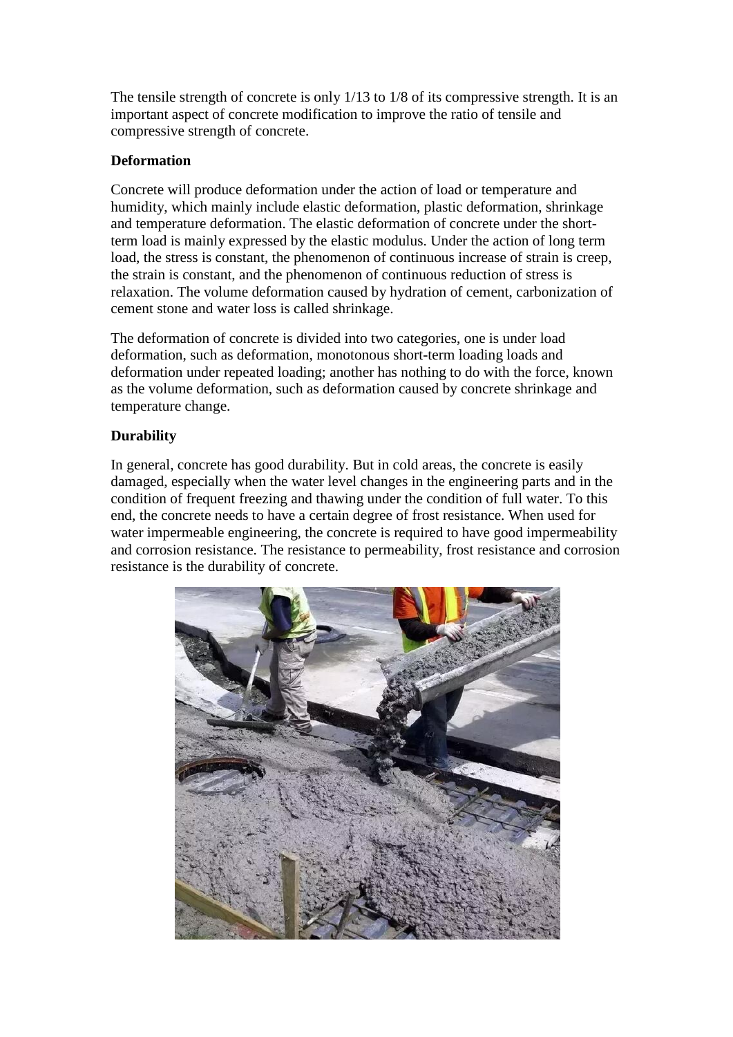The tensile strength of concrete is only 1/13 to 1/8 of its compressive strength. It is an important aspect of concrete modification to improve the ratio of tensile and compressive strength of concrete.

**Deformation**

Concrete will produce deformation under the action of load or temperature and humidity, which mainly include elastic deformation, plastic deformation, shrinkage and temperature deformation. The elastic deformation of concrete under the short-term load is mainly expressed by the elastic modulus. Under the action of long term load, the stress is constant, the phenomenon of continuous increase of strain is creep, the strain is constant, and the phenomenon of continuous reduction of stress is relaxation. The volume deformation caused by hydration of cement, carbonization of cement stone and water loss is called shrinkage.

The deformation of concrete is divided into two categories, one is under load deformation, such as deformation, monotonous short-term loading loads and deformation under repeated loading; another has nothing to do with the force, known as the volume deformation, such as deformation caused by concrete shrinkage and temperature change.

**Durability**

In general, concrete has good durability. But in cold areas, the concrete is easily damaged, especially when the water level changes in the engineering parts and in the condition of frequent freezing and thawing under the condition of full water. To this end, the concrete needs to have a certain degree of frost resistance. When used for water impermeable engineering, the concrete is required to have good impermeability and corrosion resistance. The resistance to permeability, frost resistance and corrosion resistance is the durability of concrete.